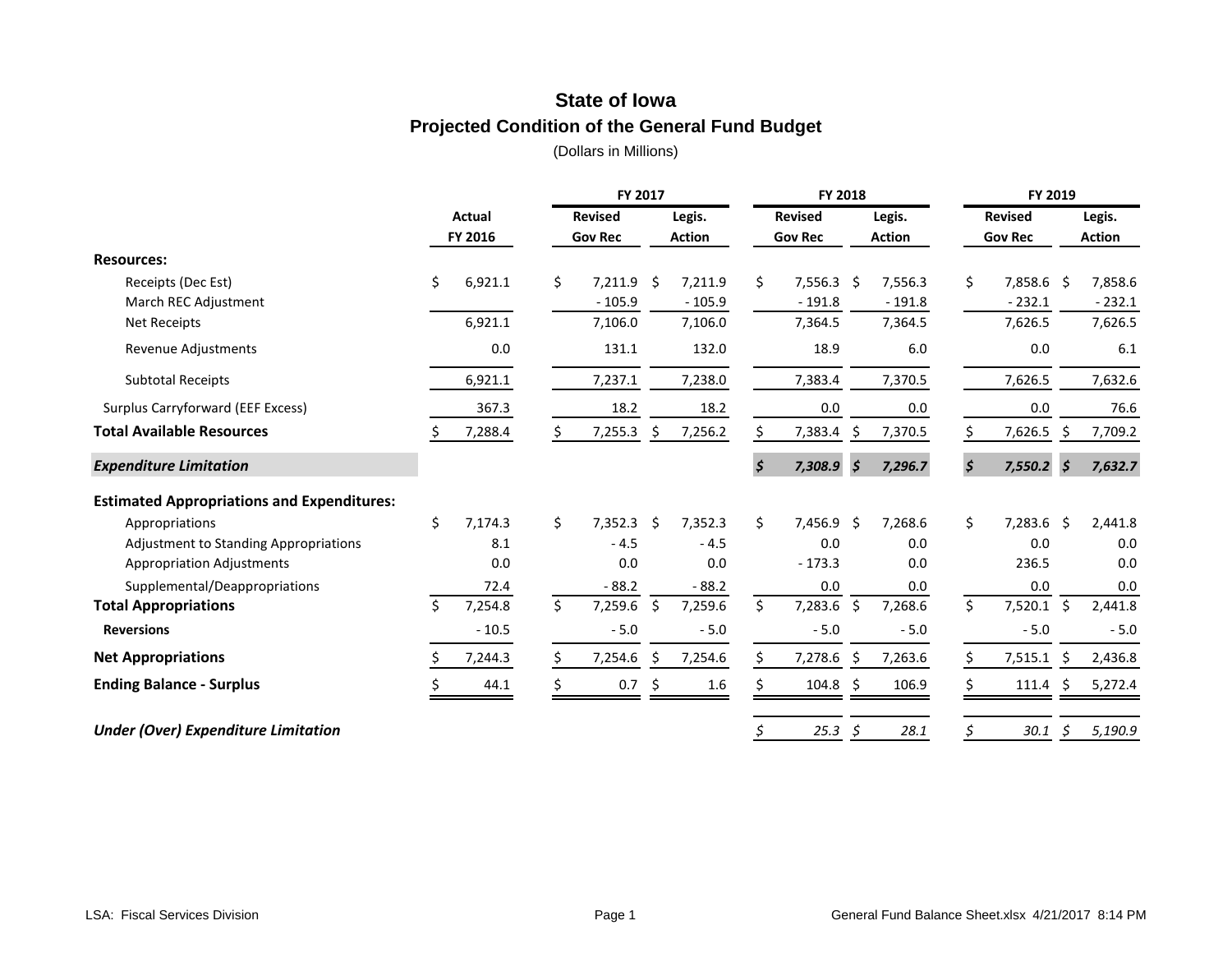# State of Iowa

## Projected Condition of the General Fund Budget

(Dollars in Millions)

| | Actual FY 2016 | FY 2017 Revised Gov Rec | FY 2017 Legis. Action | FY 2018 Revised Gov Rec | FY 2018 Legis. Action | FY 2019 Revised Gov Rec | FY 2019 Legis. Action |
|---|---|---|---|---|---|---|---|
| **Resources:** | | | | | | | |
| Receipts (Dec Est) | $ 6,921.1 | $ 7,211.9 | $ 7,211.9 | $ 7,556.3 | $ 7,556.3 | $ 7,858.6 | $ 7,858.6 |
| March REC Adjustment | | - 105.9 | - 105.9 | - 191.8 | - 191.8 | - 232.1 | - 232.1 |
| Net Receipts | 6,921.1 | 7,106.0 | 7,106.0 | 7,364.5 | 7,364.5 | 7,626.5 | 7,626.5 |
| Revenue Adjustments | 0.0 | 131.1 | 132.0 | 18.9 | 6.0 | 0.0 | 6.1 |
| Subtotal Receipts | 6,921.1 | 7,237.1 | 7,238.0 | 7,383.4 | 7,370.5 | 7,626.5 | 7,632.6 |
| Surplus Carryforward (EEF Excess) | 367.3 | 18.2 | 18.2 | 0.0 | 0.0 | 0.0 | 76.6 |
| **Total Available Resources** | $ 7,288.4 | $ 7,255.3 | $ 7,256.2 | $ 7,383.4 | $ 7,370.5 | $ 7,626.5 | $ 7,709.2 |
| ***Expenditure Limitation*** | | | | ***$ 7,308.9*** | ***$ 7,296.7*** | ***$ 7,550.2*** | ***$ 7,632.7*** |
| **Estimated Appropriations and Expenditures:** | | | | | | | |
| Appropriations | $ 7,174.3 | $ 7,352.3 | $ 7,352.3 | $ 7,456.9 | $ 7,268.6 | $ 7,283.6 | $ 2,441.8 |
| Adjustment to Standing Appropriations | 8.1 | - 4.5 | - 4.5 | 0.0 | 0.0 | 0.0 | 0.0 |
| Appropriation Adjustments | 0.0 | 0.0 | 0.0 | - 173.3 | 0.0 | 236.5 | 0.0 |
| Supplemental/Deappropriations | 72.4 | - 88.2 | - 88.2 | 0.0 | 0.0 | 0.0 | 0.0 |
| **Total Appropriations** | $ 7,254.8 | $ 7,259.6 | $ 7,259.6 | $ 7,283.6 | $ 7,268.6 | $ 7,520.1 | $ 2,441.8 |
| **Reversions** | - 10.5 | - 5.0 | - 5.0 | - 5.0 | - 5.0 | - 5.0 | - 5.0 |
| **Net Appropriations** | $ 7,244.3 | $ 7,254.6 | $ 7,254.6 | $ 7,278.6 | $ 7,263.6 | $ 7,515.1 | $ 2,436.8 |
| **Ending Balance - Surplus** | $ 44.1 | $ 0.7 | $ 1.6 | $ 104.8 | $ 106.9 | $ 111.4 | $ 5,272.4 |
| ***Under (Over) Expenditure Limitation*** | | | | *$ 25.3* | *$ 28.1* | *$ 30.1* | *$ 5,190.9* |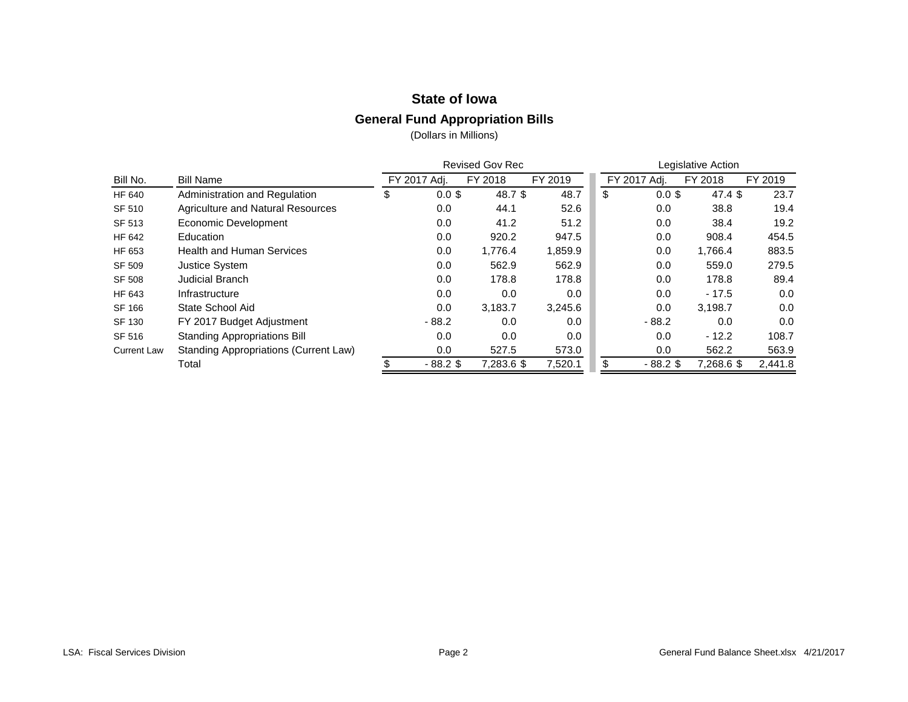# State of Iowa

## General Fund Appropriation Bills

(Dollars in Millions)

| | | Revised Gov Rec | | | Legislative Action | | |
|---|---|---|---|---|---|---|---|
| Bill No. | Bill Name | FY 2017 Adj. | FY 2018 | FY 2019 | FY 2017 Adj. | FY 2018 | FY 2019 |
| HF 640 | Administration and Regulation | $ 0.0 | $ 48.7 | $ 48.7 | $ 0.0 | $ 47.4 | $ 23.7 |
| SF 510 | Agriculture and Natural Resources | 0.0 | 44.1 | 52.6 | 0.0 | 38.8 | 19.4 |
| SF 513 | Economic Development | 0.0 | 41.2 | 51.2 | 0.0 | 38.4 | 19.2 |
| HF 642 | Education | 0.0 | 920.2 | 947.5 | 0.0 | 908.4 | 454.5 |
| HF 653 | Health and Human Services | 0.0 | 1,776.4 | 1,859.9 | 0.0 | 1,766.4 | 883.5 |
| SF 509 | Justice System | 0.0 | 562.9 | 562.9 | 0.0 | 559.0 | 279.5 |
| SF 508 | Judicial Branch | 0.0 | 178.8 | 178.8 | 0.0 | 178.8 | 89.4 |
| HF 643 | Infrastructure | 0.0 | 0.0 | 0.0 | 0.0 | - 17.5 | 0.0 |
| SF 166 | State School Aid | 0.0 | 3,183.7 | 3,245.6 | 0.0 | 3,198.7 | 0.0 |
| SF 130 | FY 2017 Budget Adjustment | - 88.2 | 0.0 | 0.0 | - 88.2 | 0.0 | 0.0 |
| SF 516 | Standing Appropriations Bill | 0.0 | 0.0 | 0.0 | 0.0 | - 12.2 | 108.7 |
| Current Law | Standing Appropriations (Current Law) | 0.0 | 527.5 | 573.0 | 0.0 | 562.2 | 563.9 |
| | Total | $ - 88.2 | $ 7,283.6 | $ 7,520.1 | $ - 88.2 | $ 7,268.6 | $ 2,441.8 |

LSA: Fiscal Services Division General Fund Balance Sheet.xlsx 4/21/2017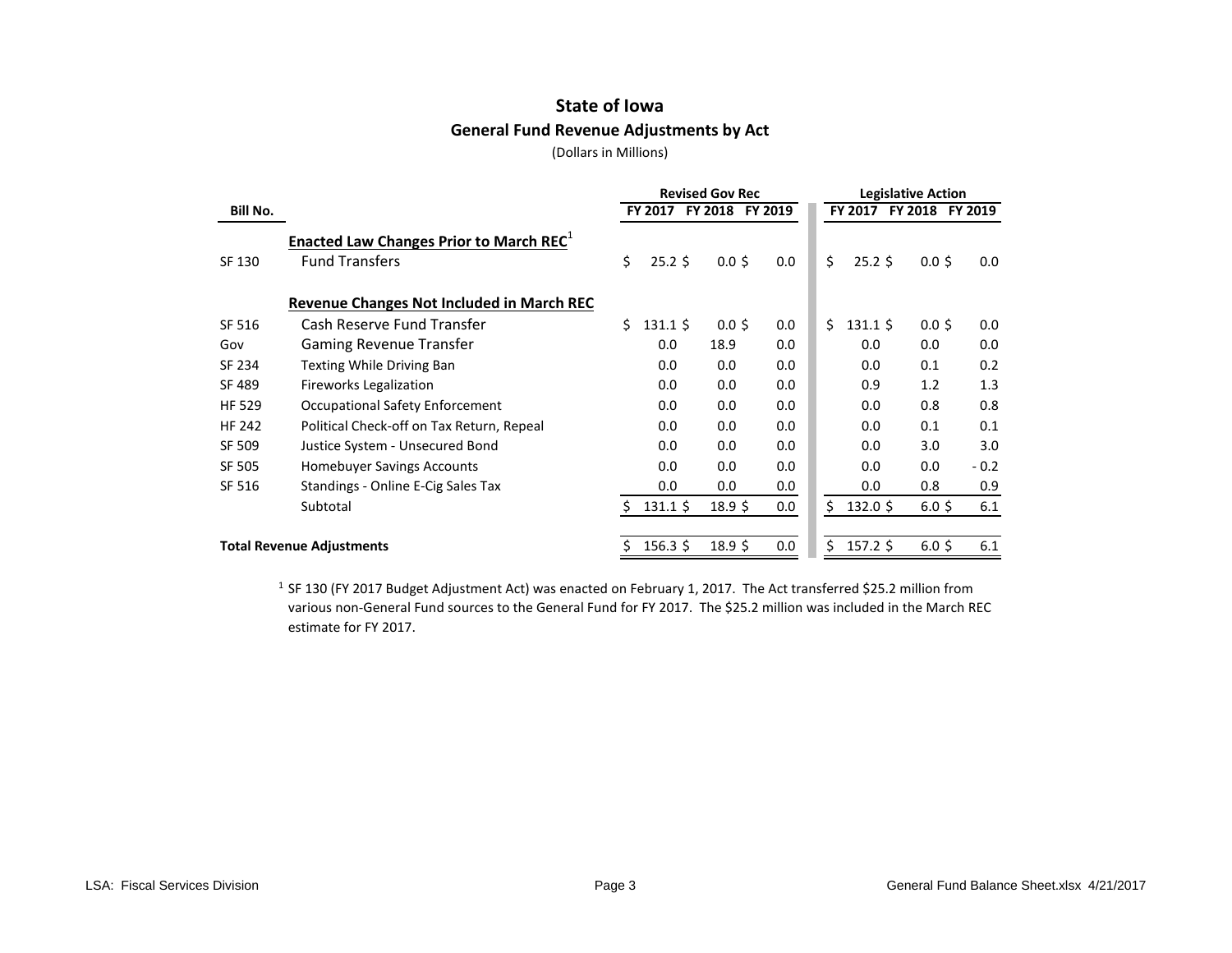# State of Iowa

## General Fund Revenue Adjustments by Act

(Dollars in Millions)

| Bill No. | | Revised Gov Rec | | | Legislative Action | | |
|---|---|---|---|---|---|---|---|
| | | FY 2017 | FY 2018 | FY 2019 | FY 2017 | FY 2018 | FY 2019 |
| | **Enacted Law Changes Prior to March REC**[1] | | | | | | |
| SF 130 | Fund Transfers | $ 25.2 | $ 0.0 | $ 0.0 | $ 25.2 | $ 0.0 | $ 0.0 |
| | **Revenue Changes Not Included in March REC** | | | | | | |
| SF 516 | Cash Reserve Fund Transfer | $ 131.1 | $ 0.0 | $ 0.0 | $ 131.1 | $ 0.0 | $ 0.0 |
| Gov | Gaming Revenue Transfer | 0.0 | 18.9 | 0.0 | 0.0 | 0.0 | 0.0 |
| SF 234 | Texting While Driving Ban | 0.0 | 0.0 | 0.0 | 0.0 | 0.1 | 0.2 |
| SF 489 | Fireworks Legalization | 0.0 | 0.0 | 0.0 | 0.9 | 1.2 | 1.3 |
| HF 529 | Occupational Safety Enforcement | 0.0 | 0.0 | 0.0 | 0.0 | 0.8 | 0.8 |
| HF 242 | Political Check-off on Tax Return, Repeal | 0.0 | 0.0 | 0.0 | 0.0 | 0.1 | 0.1 |
| SF 509 | Justice System - Unsecured Bond | 0.0 | 0.0 | 0.0 | 0.0 | 3.0 | 3.0 |
| SF 505 | Homebuyer Savings Accounts | 0.0 | 0.0 | 0.0 | 0.0 | 0.0 | - 0.2 |
| SF 516 | Standings - Online E-Cig Sales Tax | 0.0 | 0.0 | 0.0 | 0.0 | 0.8 | 0.9 |
| | Subtotal | $ 131.1 | $ 18.9 | $ 0.0 | $ 132.0 | $ 6.0 | $ 6.1 |
| **Total Revenue Adjustments** | | $ 156.3 | $ 18.9 | $ 0.0 | $ 157.2 | $ 6.0 | $ 6.1 |

[1] SF 130 (FY 2017 Budget Adjustment Act) was enacted on February 1, 2017. The Act transferred $25.2 million from various non-General Fund sources to the General Fund for FY 2017. The $25.2 million was included in the March REC estimate for FY 2017.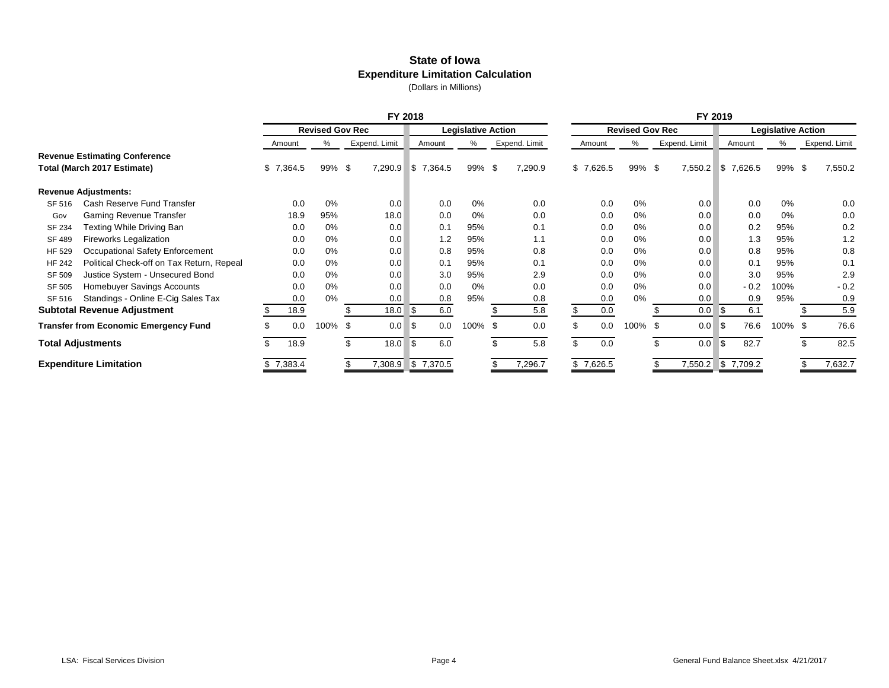# State of Iowa

## Expenditure Limitation Calculation

(Dollars in Millions)

| | | FY 2018 | | | | | | FY 2019 | | | | | |
|---|---|---|---|---|---|---|---|---|---|---|---|---|---|
| | | Revised Gov Rec | | | Legislative Action | | | Revised Gov Rec | | | Legislative Action | | |
| | | Amount | % | Expend. Limit | Amount | % | Expend. Limit | Amount | % | Expend. Limit | Amount | % | Expend. Limit |
| **Revenue Estimating Conference Total (March 2017 Estimate)** | | $ 7,364.5 | 99% | $ 7,290.9 | $ 7,364.5 | 99% | $ 7,290.9 | $ 7,626.5 | 99% | $ 7,550.2 | $ 7,626.5 | 99% | $ 7,550.2 |
| **Revenue Adjustments:** | | | | | | | | | | | | | |
| SF 516 | Cash Reserve Fund Transfer | 0.0 | 0% | 0.0 | 0.0 | 0% | 0.0 | 0.0 | 0% | 0.0 | 0.0 | 0% | 0.0 |
| Gov | Gaming Revenue Transfer | 18.9 | 95% | 18.0 | 0.0 | 0% | 0.0 | 0.0 | 0% | 0.0 | 0.0 | 0% | 0.0 |
| SF 234 | Texting While Driving Ban | 0.0 | 0% | 0.0 | 0.1 | 95% | 0.1 | 0.0 | 0% | 0.0 | 0.2 | 95% | 0.2 |
| SF 489 | Fireworks Legalization | 0.0 | 0% | 0.0 | 1.2 | 95% | 1.1 | 0.0 | 0% | 0.0 | 1.3 | 95% | 1.2 |
| HF 529 | Occupational Safety Enforcement | 0.0 | 0% | 0.0 | 0.8 | 95% | 0.8 | 0.0 | 0% | 0.0 | 0.8 | 95% | 0.8 |
| HF 242 | Political Check-off on Tax Return, Repeal | 0.0 | 0% | 0.0 | 0.1 | 95% | 0.1 | 0.0 | 0% | 0.0 | 0.1 | 95% | 0.1 |
| SF 509 | Justice System - Unsecured Bond | 0.0 | 0% | 0.0 | 3.0 | 95% | 2.9 | 0.0 | 0% | 0.0 | 3.0 | 95% | 2.9 |
| SF 505 | Homebuyer Savings Accounts | 0.0 | 0% | 0.0 | 0.0 | 0% | 0.0 | 0.0 | 0% | 0.0 | - 0.2 | 100% | - 0.2 |
| SF 516 | Standings - Online E-Cig Sales Tax | 0.0 | 0% | 0.0 | 0.8 | 95% | 0.8 | 0.0 | 0% | 0.0 | 0.9 | 95% | 0.9 |
| **Subtotal Revenue Adjustment** | | $ 18.9 | | $ 18.0 | $ 6.0 | | $ 5.8 | $ 0.0 | | $ 0.0 | $ 6.1 | | $ 5.9 |
| **Transfer from Economic Emergency Fund** | | $ 0.0 | 100% | $ 0.0 | $ 0.0 | 100% | $ 0.0 | $ 0.0 | 100% | $ 0.0 | $ 76.6 | 100% | $ 76.6 |
| **Total Adjustments** | | $ 18.9 | | $ 18.0 | $ 6.0 | | $ 5.8 | $ 0.0 | | $ 0.0 | $ 82.7 | | $ 82.5 |
| **Expenditure Limitation** | | $ 7,383.4 | | $ 7,308.9 | $ 7,370.5 | | $ 7,296.7 | $ 7,626.5 | | $ 7,550.2 | $ 7,709.2 | | $ 7,632.7 |

LSA: Fiscal Services Division — General Fund Balance Sheet.xlsx 4/21/2017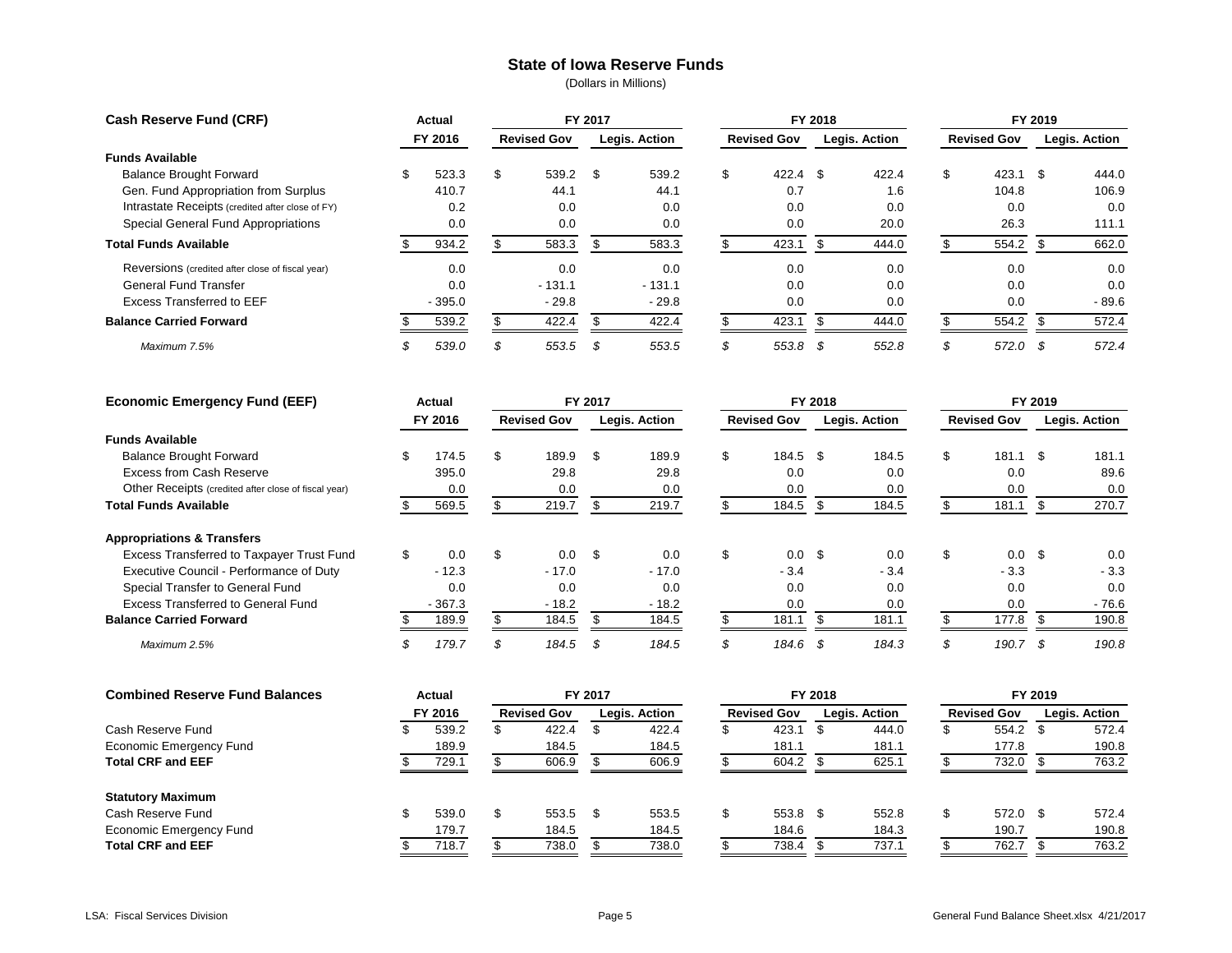# State of Iowa Reserve Funds

(Dollars in Millions)

| Cash Reserve Fund (CRF) | Actual | FY 2017 | | FY 2018 | | FY 2019 | |
|---|---|---|---|---|---|---|---|
| | FY 2016 | Revised Gov | Legis. Action | Revised Gov | Legis. Action | Revised Gov | Legis. Action |
| **Funds Available** | | | | | | | |
| Balance Brought Forward | $ 523.3 | $ 539.2 | $ 539.2 | $ 422.4 | $ 422.4 | $ 423.1 | $ 444.0 |
| Gen. Fund Appropriation from Surplus | 410.7 | 44.1 | 44.1 | 0.7 | 1.6 | 104.8 | 106.9 |
| Intrastate Receipts (credited after close of FY) | 0.2 | 0.0 | 0.0 | 0.0 | 0.0 | 0.0 | 0.0 |
| Special General Fund Appropriations | 0.0 | 0.0 | 0.0 | 0.0 | 20.0 | 26.3 | 111.1 |
| **Total Funds Available** | $ 934.2 | $ 583.3 | $ 583.3 | $ 423.1 | $ 444.0 | $ 554.2 | $ 662.0 |
| Reversions (credited after close of fiscal year) | 0.0 | 0.0 | 0.0 | 0.0 | 0.0 | 0.0 | 0.0 |
| General Fund Transfer | 0.0 | - 131.1 | - 131.1 | 0.0 | 0.0 | 0.0 | 0.0 |
| Excess Transferred to EEF | - 395.0 | - 29.8 | - 29.8 | 0.0 | 0.0 | 0.0 | - 89.6 |
| **Balance Carried Forward** | $ 539.2 | $ 422.4 | $ 422.4 | $ 423.1 | $ 444.0 | $ 554.2 | $ 572.4 |
| *Maximum 7.5%* | *$ 539.0* | *$ 553.5* | *$ 553.5* | *$ 553.8* | *$ 552.8* | *$ 572.0* | *$ 572.4* |

| Economic Emergency Fund (EEF) | Actual | FY 2017 | | FY 2018 | | FY 2019 | |
|---|---|---|---|---|---|---|---|
| | FY 2016 | Revised Gov | Legis. Action | Revised Gov | Legis. Action | Revised Gov | Legis. Action |
| **Funds Available** | | | | | | | |
| Balance Brought Forward | $ 174.5 | $ 189.9 | $ 189.9 | $ 184.5 | $ 184.5 | $ 181.1 | $ 181.1 |
| Excess from Cash Reserve | 395.0 | 29.8 | 29.8 | 0.0 | 0.0 | 0.0 | 89.6 |
| Other Receipts (credited after close of fiscal year) | 0.0 | 0.0 | 0.0 | 0.0 | 0.0 | 0.0 | 0.0 |
| **Total Funds Available** | $ 569.5 | $ 219.7 | $ 219.7 | $ 184.5 | $ 184.5 | $ 181.1 | $ 270.7 |
| **Appropriations & Transfers** | | | | | | | |
| Excess Transferred to Taxpayer Trust Fund | $ 0.0 | $ 0.0 | $ 0.0 | $ 0.0 | $ 0.0 | $ 0.0 | $ 0.0 |
| Executive Council - Performance of Duty | - 12.3 | - 17.0 | - 17.0 | - 3.4 | - 3.4 | - 3.3 | - 3.3 |
| Special Transfer to General Fund | 0.0 | 0.0 | 0.0 | 0.0 | 0.0 | 0.0 | 0.0 |
| Excess Transferred to General Fund | - 367.3 | - 18.2 | - 18.2 | 0.0 | 0.0 | 0.0 | - 76.6 |
| **Balance Carried Forward** | $ 189.9 | $ 184.5 | $ 184.5 | $ 181.1 | $ 181.1 | $ 177.8 | $ 190.8 |
| *Maximum 2.5%* | *$ 179.7* | *$ 184.5* | *$ 184.5* | *$ 184.6* | *$ 184.3* | *$ 190.7* | *$ 190.8* |

| Combined Reserve Fund Balances | Actual | FY 2017 | | FY 2018 | | FY 2019 | |
|---|---|---|---|---|---|---|---|
| | FY 2016 | Revised Gov | Legis. Action | Revised Gov | Legis. Action | Revised Gov | Legis. Action |
| Cash Reserve Fund | $ 539.2 | $ 422.4 | $ 422.4 | $ 423.1 | $ 444.0 | $ 554.2 | $ 572.4 |
| Economic Emergency Fund | 189.9 | 184.5 | 184.5 | 181.1 | 181.1 | 177.8 | 190.8 |
| **Total CRF and EEF** | $ 729.1 | $ 606.9 | $ 606.9 | $ 604.2 | $ 625.1 | $ 732.0 | $ 763.2 |
| **Statutory Maximum** | | | | | | | |
| Cash Reserve Fund | $ 539.0 | $ 553.5 | $ 553.5 | $ 553.8 | $ 552.8 | $ 572.0 | $ 572.4 |
| Economic Emergency Fund | 179.7 | 184.5 | 184.5 | 184.6 | 184.3 | 190.7 | 190.8 |
| **Total CRF and EEF** | $ 718.7 | $ 738.0 | $ 738.0 | $ 738.4 | $ 737.1 | $ 762.7 | $ 763.2 |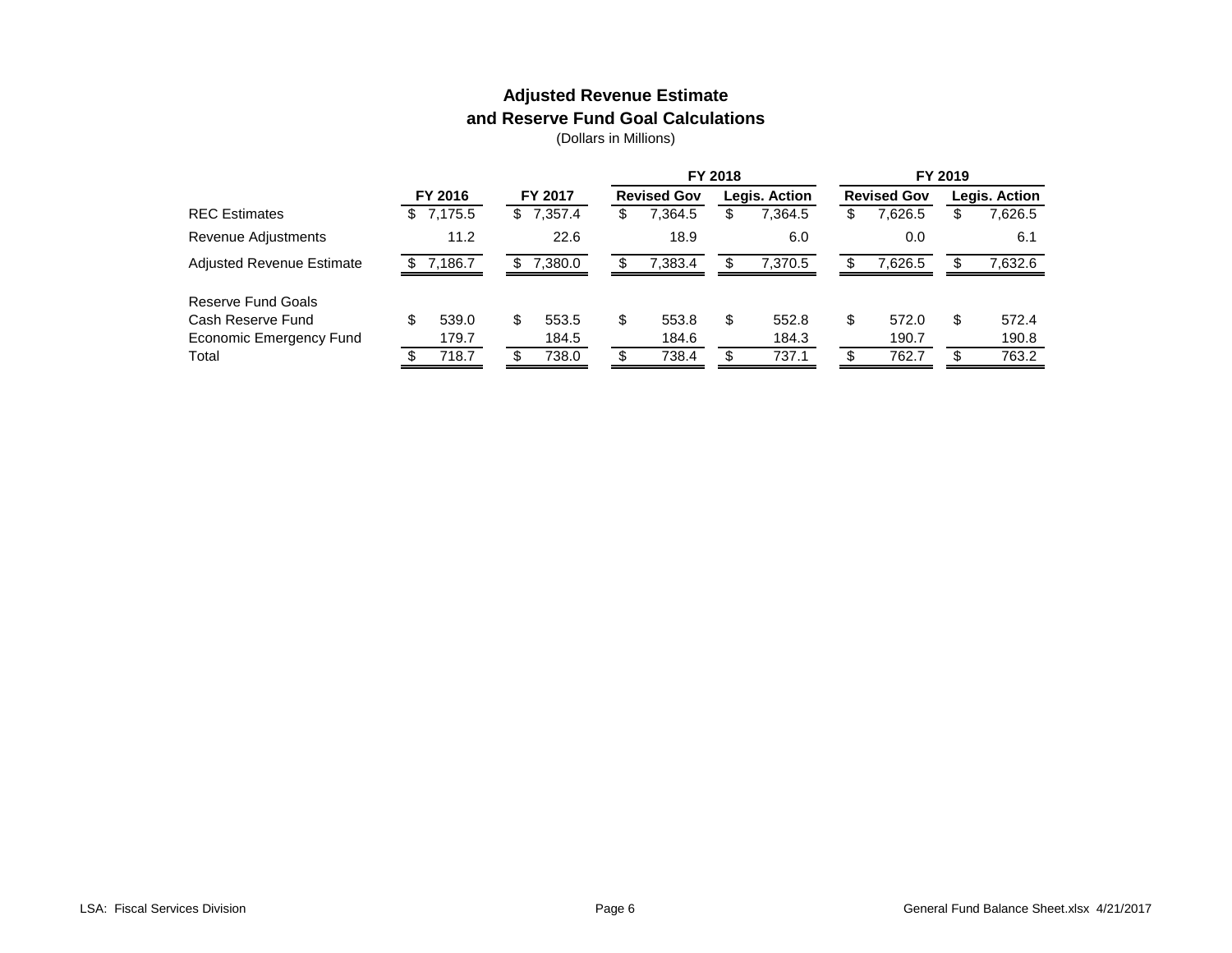## Adjusted Revenue Estimate and Reserve Fund Goal Calculations

(Dollars in Millions)

| | FY 2016 | FY 2017 | FY 2018 | | FY 2019 | |
|---|---|---|---|---|---|---|
| | | | Revised Gov | Legis. Action | Revised Gov | Legis. Action |
| REC Estimates | $ 7,175.5 | $ 7,357.4 | $ 7,364.5 | $ 7,364.5 | $ 7,626.5 | $ 7,626.5 |
| Revenue Adjustments | 11.2 | 22.6 | 18.9 | 6.0 | 0.0 | 6.1 |
| Adjusted Revenue Estimate | $ 7,186.7 | $ 7,380.0 | $ 7,383.4 | $ 7,370.5 | $ 7,626.5 | $ 7,632.6 |
| | | | | | | |
| Reserve Fund Goals | | | | | | |
| Cash Reserve Fund | $ 539.0 | $ 553.5 | $ 553.8 | $ 552.8 | $ 572.0 | $ 572.4 |
| Economic Emergency Fund | 179.7 | 184.5 | 184.6 | 184.3 | 190.7 | 190.8 |
| Total | $ 718.7 | $ 738.0 | $ 738.4 | $ 737.1 | $ 762.7 | $ 763.2 |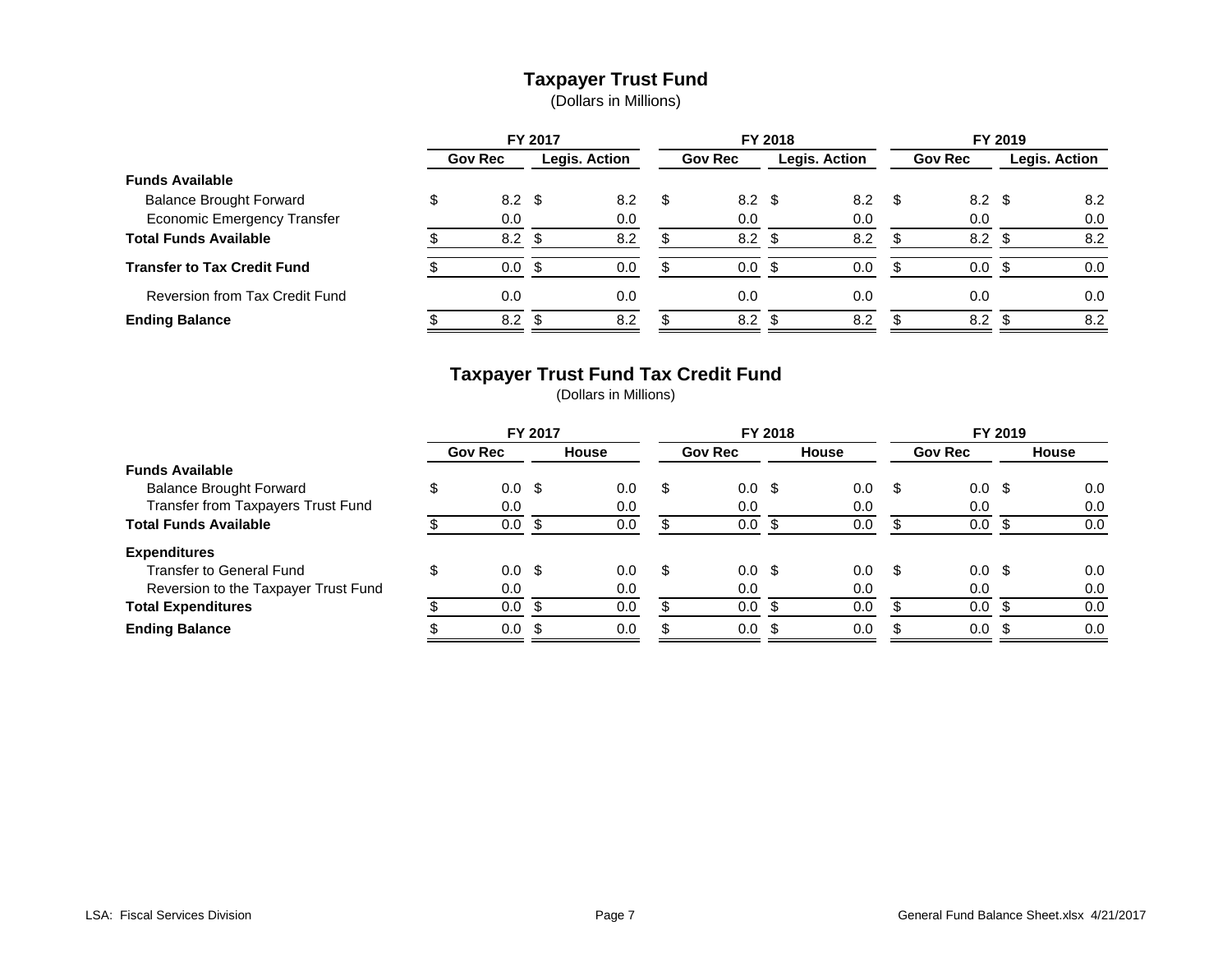## Taxpayer Trust Fund

(Dollars in Millions)

| | FY 2017 | | FY 2018 | | FY 2019 | |
|---|---|---|---|---|---|---|
| | Gov Rec | Legis. Action | Gov Rec | Legis. Action | Gov Rec | Legis. Action |
| **Funds Available** | | | | | | |
| Balance Brought Forward | $ 8.2 | $ 8.2 | $ 8.2 | $ 8.2 | $ 8.2 | $ 8.2 |
| Economic Emergency Transfer | 0.0 | 0.0 | 0.0 | 0.0 | 0.0 | 0.0 |
| **Total Funds Available** | $ 8.2 | $ 8.2 | $ 8.2 | $ 8.2 | $ 8.2 | $ 8.2 |
| **Transfer to Tax Credit Fund** | $ 0.0 | $ 0.0 | $ 0.0 | $ 0.0 | $ 0.0 | $ 0.0 |
| Reversion from Tax Credit Fund | 0.0 | 0.0 | 0.0 | 0.0 | 0.0 | 0.0 |
| **Ending Balance** | $ 8.2 | $ 8.2 | $ 8.2 | $ 8.2 | $ 8.2 | $ 8.2 |

## Taxpayer Trust Fund Tax Credit Fund

(Dollars in Millions)

| | FY 2017 | | FY 2018 | | FY 2019 | |
|---|---|---|---|---|---|---|
| | Gov Rec | House | Gov Rec | House | Gov Rec | House |
| **Funds Available** | | | | | | |
| Balance Brought Forward | $ 0.0 | $ 0.0 | $ 0.0 | $ 0.0 | $ 0.0 | $ 0.0 |
| Transfer from Taxpayers Trust Fund | 0.0 | 0.0 | 0.0 | 0.0 | 0.0 | 0.0 |
| **Total Funds Available** | $ 0.0 | $ 0.0 | $ 0.0 | $ 0.0 | $ 0.0 | $ 0.0 |
| **Expenditures** | | | | | | |
| Transfer to General Fund | $ 0.0 | $ 0.0 | $ 0.0 | $ 0.0 | $ 0.0 | $ 0.0 |
| Reversion to the Taxpayer Trust Fund | 0.0 | 0.0 | 0.0 | 0.0 | 0.0 | 0.0 |
| **Total Expenditures** | $ 0.0 | $ 0.0 | $ 0.0 | $ 0.0 | $ 0.0 | $ 0.0 |
| **Ending Balance** | $ 0.0 | $ 0.0 | $ 0.0 | $ 0.0 | $ 0.0 | $ 0.0 |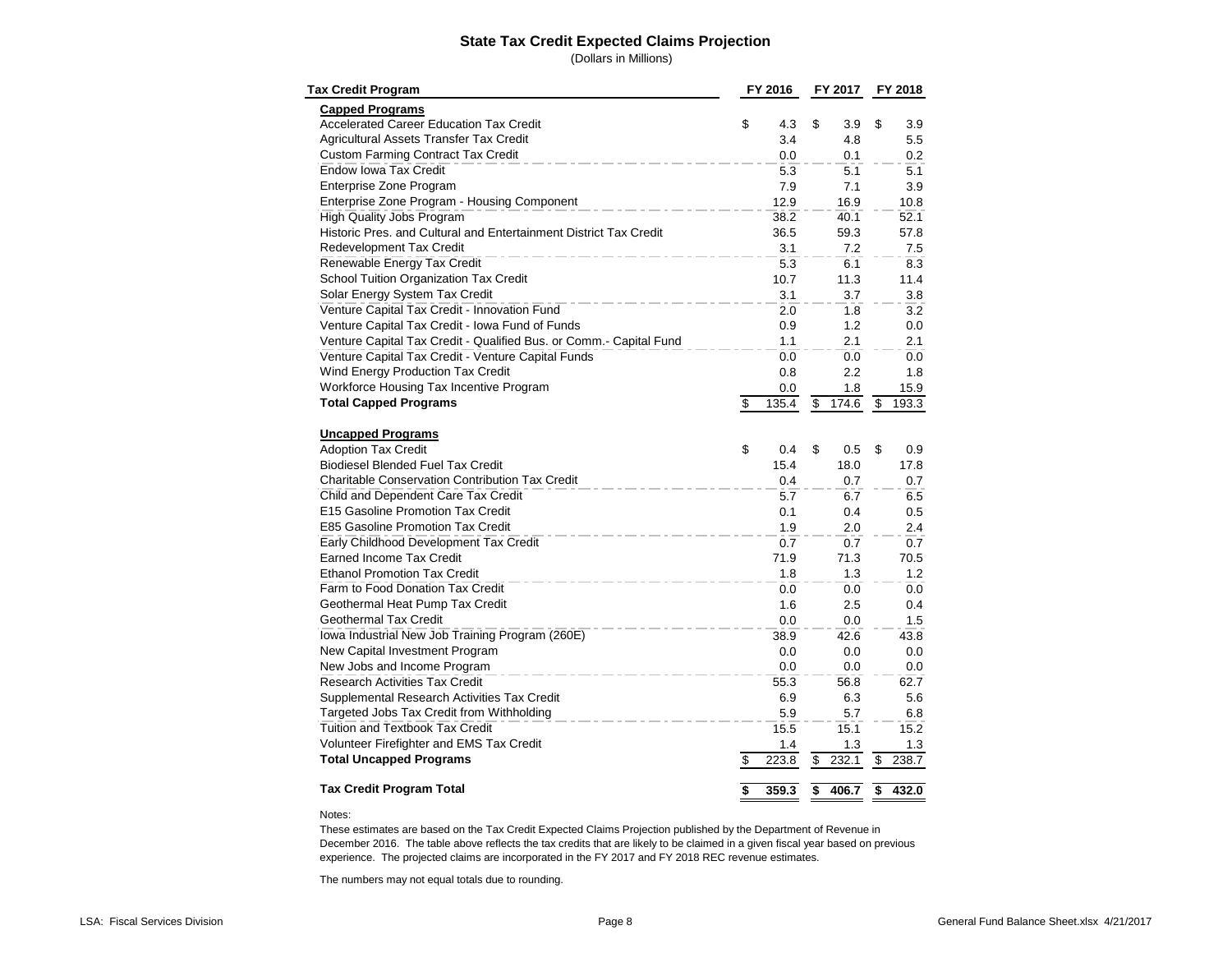# State Tax Credit Expected Claims Projection

(Dollars in Millions)

| Tax Credit Program | FY 2016 | FY 2017 | FY 2018 |
|---|---|---|---|
| **Capped Programs** | | | |
| Accelerated Career Education Tax Credit | $ 4.3 | $ 3.9 | $ 3.9 |
| Agricultural Assets Transfer Tax Credit | 3.4 | 4.8 | 5.5 |
| Custom Farming Contract Tax Credit | 0.0 | 0.1 | 0.2 |
| Endow Iowa Tax Credit | 5.3 | 5.1 | 5.1 |
| Enterprise Zone Program | 7.9 | 7.1 | 3.9 |
| Enterprise Zone Program - Housing Component | 12.9 | 16.9 | 10.8 |
| High Quality Jobs Program | 38.2 | 40.1 | 52.1 |
| Historic Pres. and Cultural and Entertainment District Tax Credit | 36.5 | 59.3 | 57.8 |
| Redevelopment Tax Credit | 3.1 | 7.2 | 7.5 |
| Renewable Energy Tax Credit | 5.3 | 6.1 | 8.3 |
| School Tuition Organization Tax Credit | 10.7 | 11.3 | 11.4 |
| Solar Energy System Tax Credit | 3.1 | 3.7 | 3.8 |
| Venture Capital Tax Credit - Innovation Fund | 2.0 | 1.8 | 3.2 |
| Venture Capital Tax Credit - Iowa Fund of Funds | 0.9 | 1.2 | 0.0 |
| Venture Capital Tax Credit - Qualified Bus. or Comm.- Capital Fund | 1.1 | 2.1 | 2.1 |
| Venture Capital Tax Credit - Venture Capital Funds | 0.0 | 0.0 | 0.0 |
| Wind Energy Production Tax Credit | 0.8 | 2.2 | 1.8 |
| Workforce Housing Tax Incentive Program | 0.0 | 1.8 | 15.9 |
| **Total Capped Programs** | $ 135.4 | $ 174.6 | $ 193.3 |
| **Uncapped Programs** | | | |
| Adoption Tax Credit | $ 0.4 | $ 0.5 | $ 0.9 |
| Biodiesel Blended Fuel Tax Credit | 15.4 | 18.0 | 17.8 |
| Charitable Conservation Contribution Tax Credit | 0.4 | 0.7 | 0.7 |
| Child and Dependent Care Tax Credit | 5.7 | 6.7 | 6.5 |
| E15 Gasoline Promotion Tax Credit | 0.1 | 0.4 | 0.5 |
| E85 Gasoline Promotion Tax Credit | 1.9 | 2.0 | 2.4 |
| Early Childhood Development Tax Credit | 0.7 | 0.7 | 0.7 |
| Earned Income Tax Credit | 71.9 | 71.3 | 70.5 |
| Ethanol Promotion Tax Credit | 1.8 | 1.3 | 1.2 |
| Farm to Food Donation Tax Credit | 0.0 | 0.0 | 0.0 |
| Geothermal Heat Pump Tax Credit | 1.6 | 2.5 | 0.4 |
| Geothermal Tax Credit | 0.0 | 0.0 | 1.5 |
| Iowa Industrial New Job Training Program (260E) | 38.9 | 42.6 | 43.8 |
| New Capital Investment Program | 0.0 | 0.0 | 0.0 |
| New Jobs and Income Program | 0.0 | 0.0 | 0.0 |
| Research Activities Tax Credit | 55.3 | 56.8 | 62.7 |
| Supplemental Research Activities Tax Credit | 6.9 | 6.3 | 5.6 |
| Targeted Jobs Tax Credit from Withholding | 5.9 | 5.7 | 6.8 |
| Tuition and Textbook Tax Credit | 15.5 | 15.1 | 15.2 |
| Volunteer Firefighter and EMS Tax Credit | 1.4 | 1.3 | 1.3 |
| **Total Uncapped Programs** | $ 223.8 | $ 232.1 | $ 238.7 |
| **Tax Credit Program Total** | **$ 359.3** | **$ 406.7** | **$ 432.0** |

Notes:

These estimates are based on the Tax Credit Expected Claims Projection published by the Department of Revenue in December 2016. The table above reflects the tax credits that are likely to be claimed in a given fiscal year based on previous experience. The projected claims are incorporated in the FY 2017 and FY 2018 REC revenue estimates.

The numbers may not equal totals due to rounding.